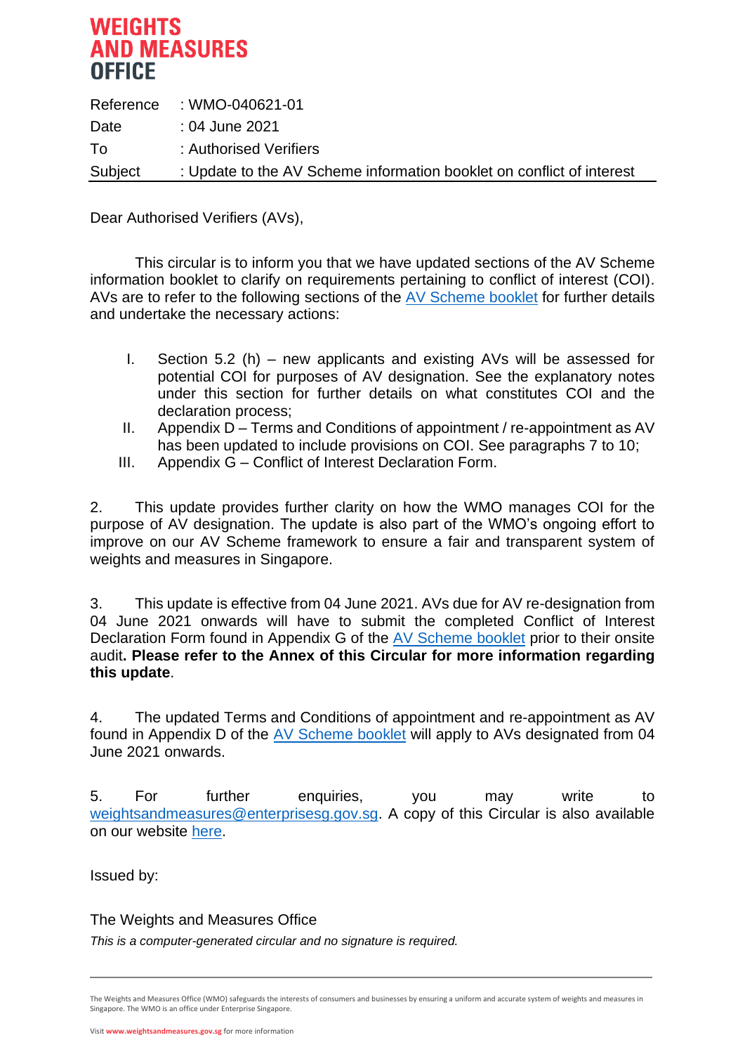# WEIGHTS AND MEASURES OFFICE

| | |
|---|---|
| Reference | : WMO-040621-01 |
| Date | : 04 June 2021 |
| To | : Authorised Verifiers |
| Subject | : Update to the AV Scheme information booklet on conflict of interest |

Dear Authorised Verifiers (AVs),

This circular is to inform you that we have updated sections of the AV Scheme information booklet to clarify on requirements pertaining to conflict of interest (COI). AVs are to refer to the following sections of the AV Scheme booklet for further details and undertake the necessary actions:

I. Section 5.2 (h) – new applicants and existing AVs will be assessed for potential COI for purposes of AV designation. See the explanatory notes under this section for further details on what constitutes COI and the declaration process;

II. Appendix D – Terms and Conditions of appointment / re-appointment as AV has been updated to include provisions on COI. See paragraphs 7 to 10;

III. Appendix G – Conflict of Interest Declaration Form.

2. This update provides further clarity on how the WMO manages COI for the purpose of AV designation. The update is also part of the WMO's ongoing effort to improve on our AV Scheme framework to ensure a fair and transparent system of weights and measures in Singapore.

3. This update is effective from 04 June 2021. AVs due for AV re-designation from 04 June 2021 onwards will have to submit the completed Conflict of Interest Declaration Form found in Appendix G of the AV Scheme booklet prior to their onsite audit**. Please refer to the Annex of this Circular for more information regarding this update**.

4. The updated Terms and Conditions of appointment and re-appointment as AV found in Appendix D of the AV Scheme booklet will apply to AVs designated from 04 June 2021 onwards.

5. For further enquiries, you may write to weightsandmeasures@enterprisesg.gov.sg. A copy of this Circular is also available on our website here.

Issued by:

The Weights and Measures Office

*This is a computer-generated circular and no signature is required.*

The Weights and Measures Office (WMO) safeguards the interests of consumers and businesses by ensuring a uniform and accurate system of weights and measures in Singapore. The WMO is an office under Enterprise Singapore.

Visit **www.weightsandmeasures.gov.sg** for more information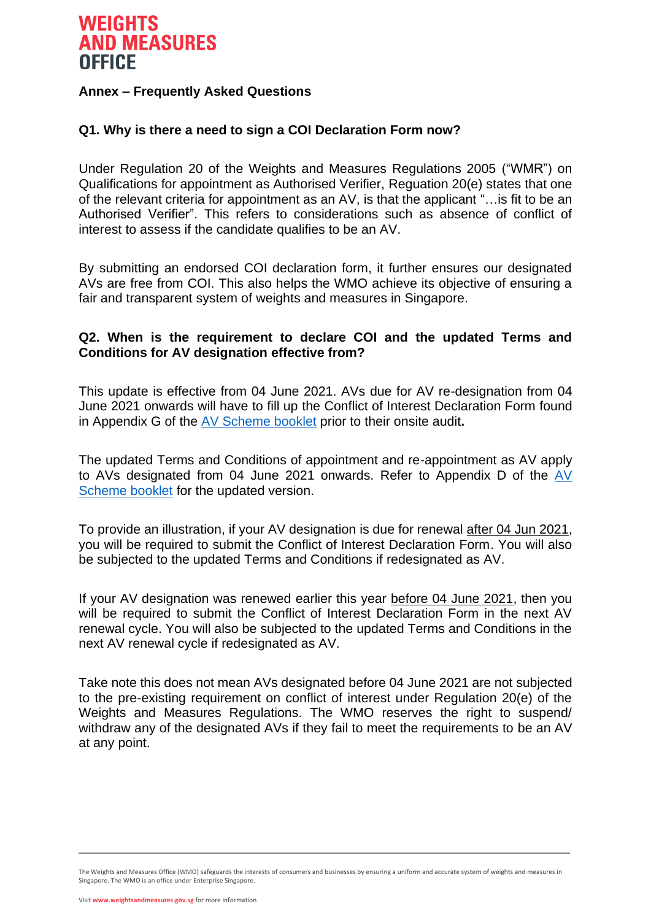**WEIGHTS AND MEASURES OFFICE**

## Annex – Frequently Asked Questions

### Q1. Why is there a need to sign a COI Declaration Form now?

Under Regulation 20 of the Weights and Measures Regulations 2005 ("WMR") on Qualifications for appointment as Authorised Verifier, Reguation 20(e) states that one of the relevant criteria for appointment as an AV, is that the applicant "…is fit to be an Authorised Verifier". This refers to considerations such as absence of conflict of interest to assess if the candidate qualifies to be an AV.

By submitting an endorsed COI declaration form, it further ensures our designated AVs are free from COI. This also helps the WMO achieve its objective of ensuring a fair and transparent system of weights and measures in Singapore.

### Q2. When is the requirement to declare COI and the updated Terms and Conditions for AV designation effective from?

This update is effective from 04 June 2021. AVs due for AV re-designation from 04 June 2021 onwards will have to fill up the Conflict of Interest Declaration Form found in Appendix G of the AV Scheme booklet prior to their onsite audit**.**

The updated Terms and Conditions of appointment and re-appointment as AV apply to AVs designated from 04 June 2021 onwards. Refer to Appendix D of the AV Scheme booklet for the updated version.

To provide an illustration, if your AV designation is due for renewal after 04 Jun 2021, you will be required to submit the Conflict of Interest Declaration Form. You will also be subjected to the updated Terms and Conditions if redesignated as AV.

If your AV designation was renewed earlier this year before 04 June 2021, then you will be required to submit the Conflict of Interest Declaration Form in the next AV renewal cycle. You will also be subjected to the updated Terms and Conditions in the next AV renewal cycle if redesignated as AV.

Take note this does not mean AVs designated before 04 June 2021 are not subjected to the pre-existing requirement on conflict of interest under Regulation 20(e) of the Weights and Measures Regulations. The WMO reserves the right to suspend/ withdraw any of the designated AVs if they fail to meet the requirements to be an AV at any point.

The Weights and Measures Office (WMO) safeguards the interests of consumers and businesses by ensuring a uniform and accurate system of weights and measures in Singapore. The WMO is an office under Enterprise Singapore.

Visit **www.weightsandmeasures.gov.sg** for more information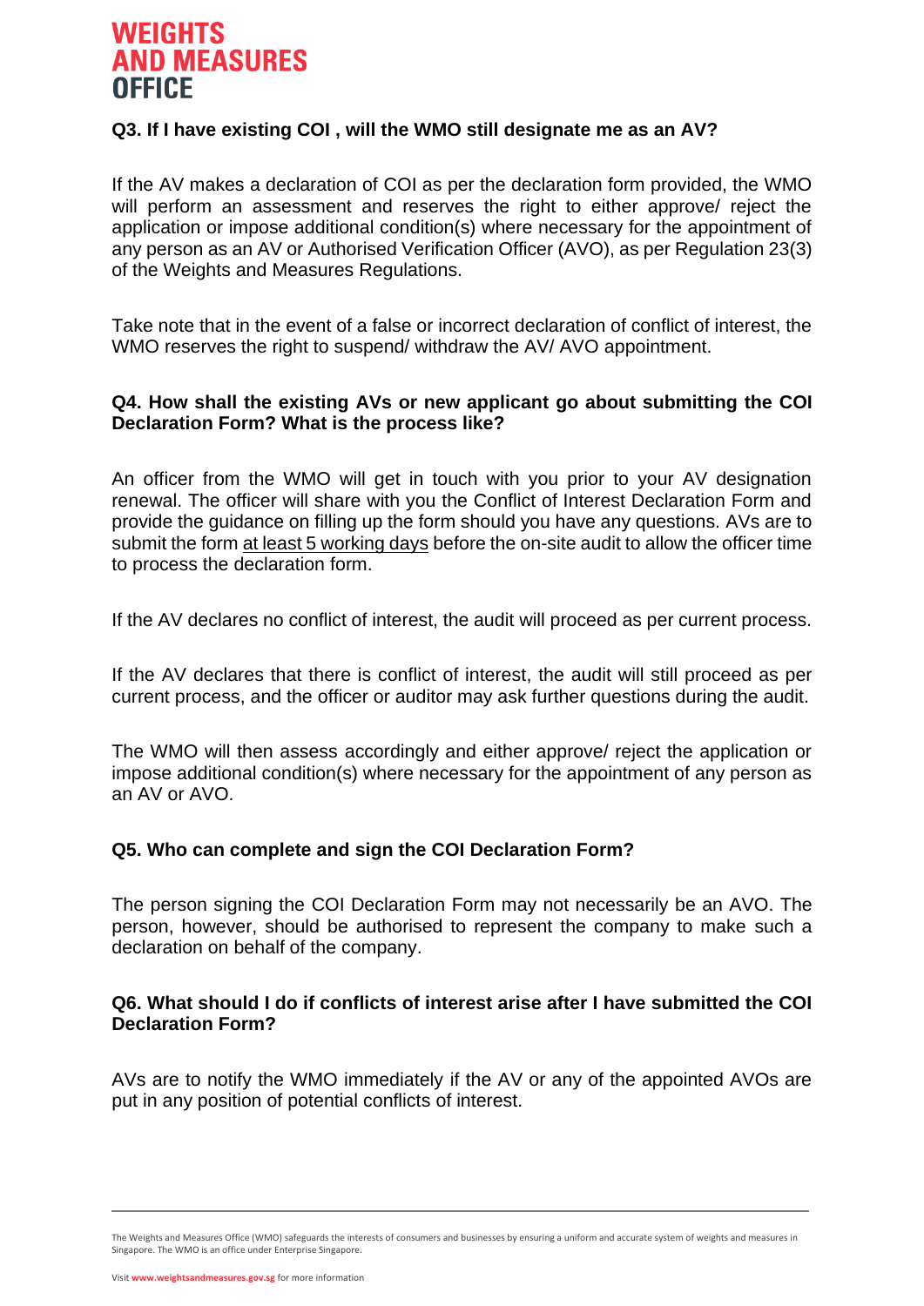### Q3. If I have existing COI , will the WMO still designate me as an AV?

If the AV makes a declaration of COI as per the declaration form provided, the WMO will perform an assessment and reserves the right to either approve/ reject the application or impose additional condition(s) where necessary for the appointment of any person as an AV or Authorised Verification Officer (AVO), as per Regulation 23(3) of the Weights and Measures Regulations.

Take note that in the event of a false or incorrect declaration of conflict of interest, the WMO reserves the right to suspend/ withdraw the AV/ AVO appointment.

### Q4. How shall the existing AVs or new applicant go about submitting the COI Declaration Form? What is the process like?

An officer from the WMO will get in touch with you prior to your AV designation renewal. The officer will share with you the Conflict of Interest Declaration Form and provide the guidance on filling up the form should you have any questions. AVs are to submit the form at least 5 working days before the on-site audit to allow the officer time to process the declaration form.

If the AV declares no conflict of interest, the audit will proceed as per current process.

If the AV declares that there is conflict of interest, the audit will still proceed as per current process, and the officer or auditor may ask further questions during the audit.

The WMO will then assess accordingly and either approve/ reject the application or impose additional condition(s) where necessary for the appointment of any person as an AV or AVO.

### Q5. Who can complete and sign the COI Declaration Form?

The person signing the COI Declaration Form may not necessarily be an AVO. The person, however, should be authorised to represent the company to make such a declaration on behalf of the company.

### Q6. What should I do if conflicts of interest arise after I have submitted the COI Declaration Form?

AVs are to notify the WMO immediately if the AV or any of the appointed AVOs are put in any position of potential conflicts of interest.